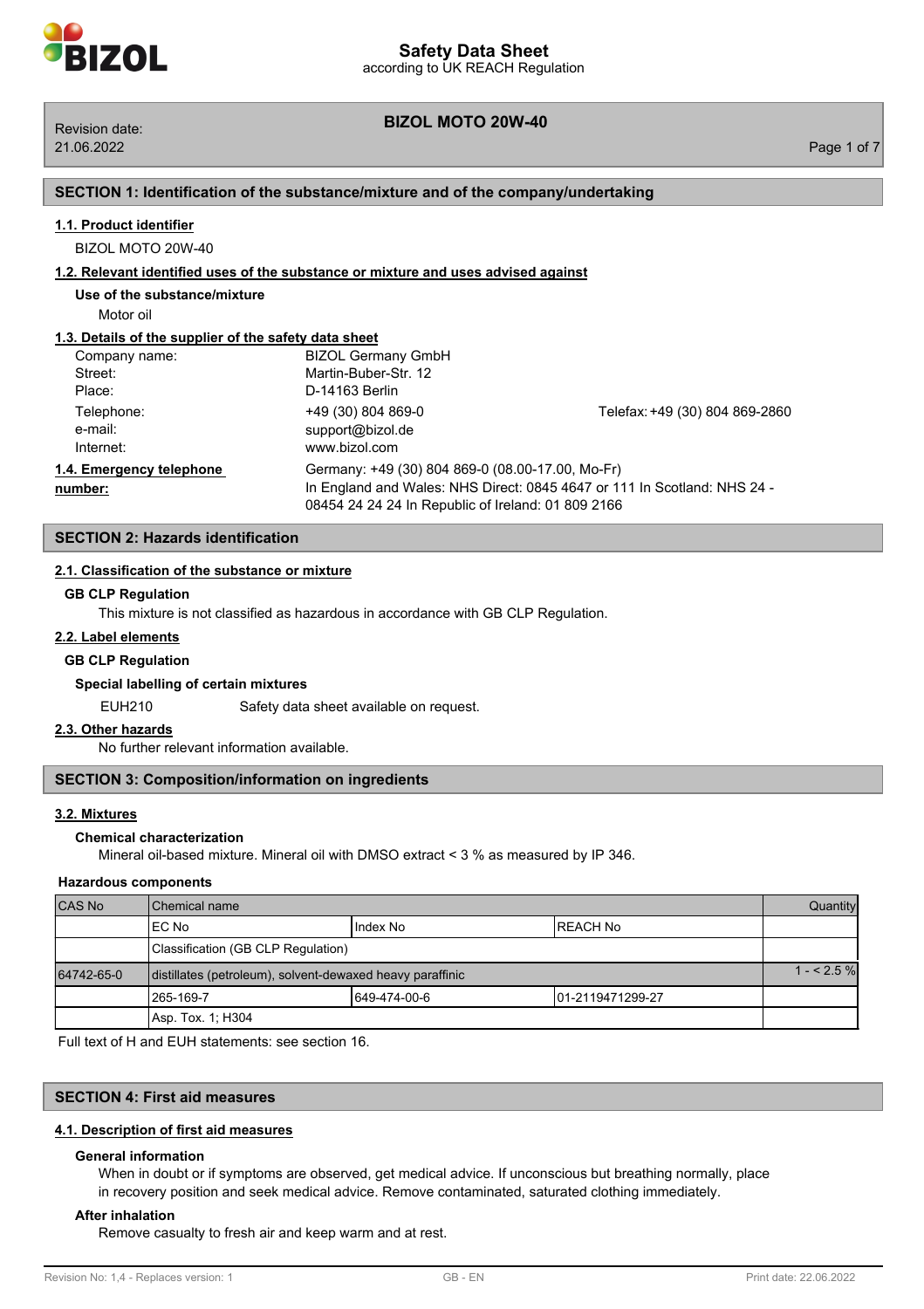# Safety Data Sheet

according to UK REACH Regulation

**BIZOL MOTO 20W-40**

Revision date: 21.06.2022

## SECTION 1: Identification of the substance/mixture and of the company/undertaking

### 1.1. Product identifier

BIZOL MOTO 20W-40

### 1.2. Relevant identified uses of the substance or mixture and uses advised against

**Use of the substance/mixture**

Motor oil

### 1.3. Details of the supplier of the safety data sheet

| | | |
|---|---|---|
| Company name: | BIZOL Germany GmbH | |
| Street: | Martin-Buber-Str. 12 | |
| Place: | D-14163 Berlin | |
| Telephone: | +49 (30) 804 869-0 | Telefax: +49 (30) 804 869-2860 |
| e-mail: | support@bizol.de | |
| Internet: | www.bizol.com | |

### 1.4. Emergency telephone number:

Germany: +49 (30) 804 869-0 (08.00-17.00, Mo-Fr)
In England and Wales: NHS Direct: 0845 4647 or 111 In Scotland: NHS 24 - 08454 24 24 24 In Republic of Ireland: 01 809 2166

## SECTION 2: Hazards identification

### 2.1. Classification of the substance or mixture

**GB CLP Regulation**

This mixture is not classified as hazardous in accordance with GB CLP Regulation.

### 2.2. Label elements

**GB CLP Regulation**

**Special labelling of certain mixtures**

EUH210 Safety data sheet available on request.

### 2.3. Other hazards

No further relevant information available.

## SECTION 3: Composition/information on ingredients

### 3.2. Mixtures

**Chemical characterization**

Mineral oil-based mixture. Mineral oil with DMSO extract < 3 % as measured by IP 346.

**Hazardous components**

| CAS No | Chemical name | | | Quantity |
|---|---|---|---|---|
| | EC No | Index No | REACH No | |
| | Classification (GB CLP Regulation) | | | |
| 64742-65-0 | distillates (petroleum), solvent-dewaxed heavy paraffinic | | | 1 - < 2.5 % |
| | 265-169-7 | 649-474-00-6 | 01-2119471299-27 | |
| | Asp. Tox. 1; H304 | | | |

Full text of H and EUH statements: see section 16.

## SECTION 4: First aid measures

### 4.1. Description of first aid measures

**General information**

When in doubt or if symptoms are observed, get medical advice. If unconscious but breathing normally, place in recovery position and seek medical advice. Remove contaminated, saturated clothing immediately.

**After inhalation**

Remove casualty to fresh air and keep warm and at rest.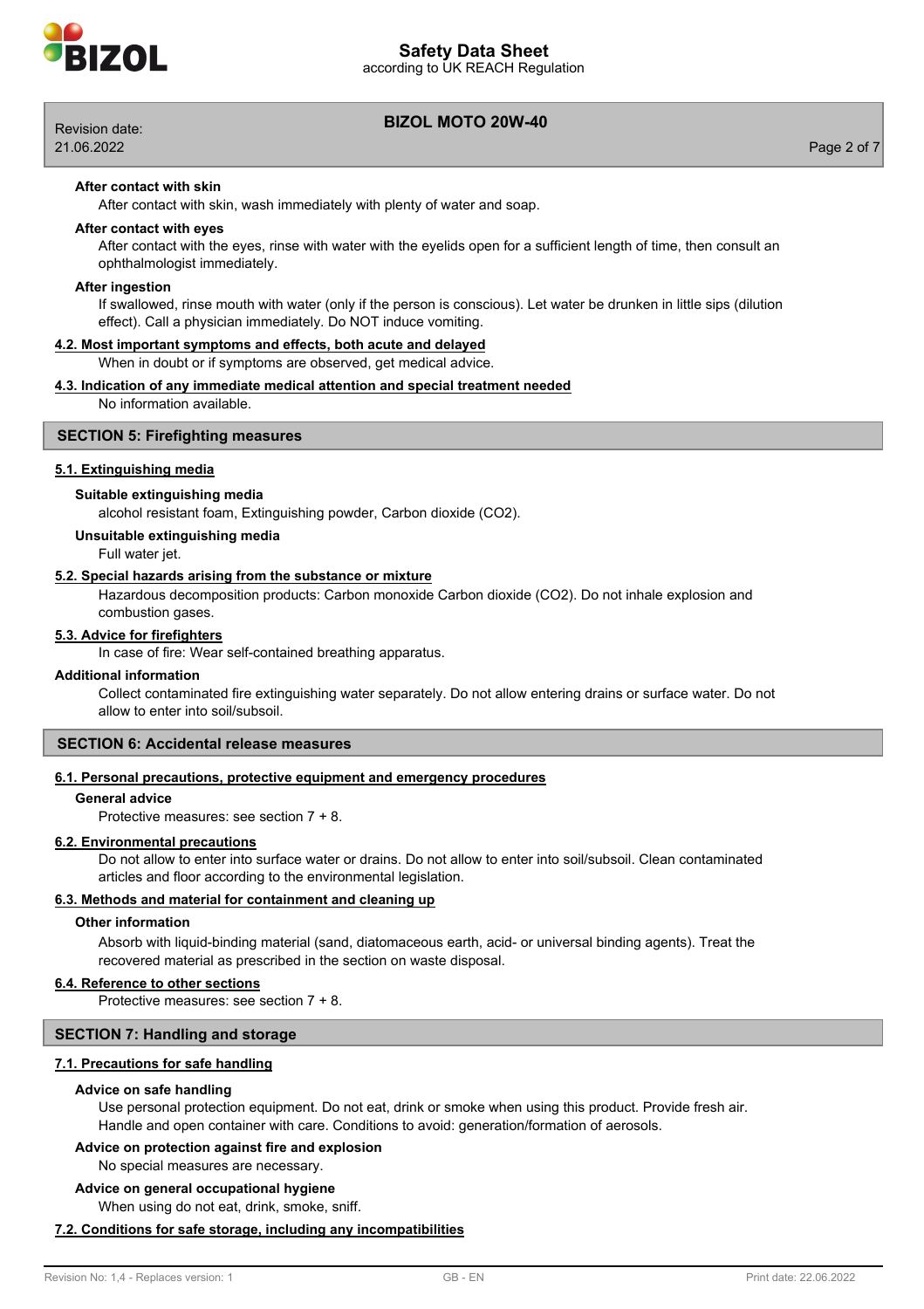### After contact with skin

After contact with skin, wash immediately with plenty of water and soap.

### After contact with eyes

After contact with the eyes, rinse with water with the eyelids open for a sufficient length of time, then consult an ophthalmologist immediately.

### After ingestion

If swallowed, rinse mouth with water (only if the person is conscious). Let water be drunken in little sips (dilution effect). Call a physician immediately. Do NOT induce vomiting.

### 4.2. Most important symptoms and effects, both acute and delayed

When in doubt or if symptoms are observed, get medical advice.

### 4.3. Indication of any immediate medical attention and special treatment needed

No information available.

## SECTION 5: Firefighting measures

### 5.1. Extinguishing media

**Suitable extinguishing media**

alcohol resistant foam, Extinguishing powder, Carbon dioxide ($CO_2$).

**Unsuitable extinguishing media**

Full water jet.

### 5.2. Special hazards arising from the substance or mixture

Hazardous decomposition products: Carbon monoxide Carbon dioxide ($CO_2$). Do not inhale explosion and combustion gases.

### 5.3. Advice for firefighters

In case of fire: Wear self-contained breathing apparatus.

**Additional information**

Collect contaminated fire extinguishing water separately. Do not allow entering drains or surface water. Do not allow to enter into soil/subsoil.

## SECTION 6: Accidental release measures

### 6.1. Personal precautions, protective equipment and emergency procedures

**General advice**

Protective measures: see section 7 + 8.

### 6.2. Environmental precautions

Do not allow to enter into surface water or drains. Do not allow to enter into soil/subsoil. Clean contaminated articles and floor according to the environmental legislation.

### 6.3. Methods and material for containment and cleaning up

**Other information**

Absorb with liquid-binding material (sand, diatomaceous earth, acid- or universal binding agents). Treat the recovered material as prescribed in the section on waste disposal.

### 6.4. Reference to other sections

Protective measures: see section 7 + 8.

## SECTION 7: Handling and storage

### 7.1. Precautions for safe handling

**Advice on safe handling**

Use personal protection equipment. Do not eat, drink or smoke when using this product. Provide fresh air. Handle and open container with care. Conditions to avoid: generation/formation of aerosols.

**Advice on protection against fire and explosion**

No special measures are necessary.

**Advice on general occupational hygiene**

When using do not eat, drink, smoke, sniff.

### 7.2. Conditions for safe storage, including any incompatibilities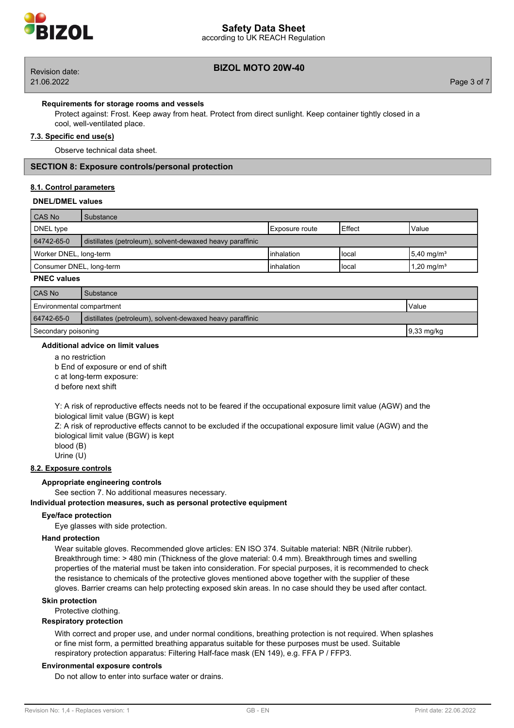**Requirements for storage rooms and vessels**

Protect against: Frost. Keep away from heat. Protect from direct sunlight. Keep container tightly closed in a cool, well-ventilated place.

### 7.3. Specific end use(s)

Observe technical data sheet.

## SECTION 8: Exposure controls/personal protection

### 8.1. Control parameters

**DNEL/DMEL values**

| CAS No | Substance | | | |
|---|---|---|---|---|
| DNEL type | | Exposure route | Effect | Value |
| 64742-65-0 | distillates (petroleum), solvent-dewaxed heavy paraffinic | | | |
| Worker DNEL, long-term | | inhalation | local | 5,40 mg/m³ |
| Consumer DNEL, long-term | | inhalation | local | 1,20 mg/m³ |

**PNEC values**

| CAS No | Substance | |
|---|---|---|
| Environmental compartment | | Value |
| 64742-65-0 | distillates (petroleum), solvent-dewaxed heavy paraffinic | |
| Secondary poisoning | | 9,33 mg/kg |

**Additional advice on limit values**

a no restriction
b End of exposure or end of shift
c at long-term exposure:
d before next shift

Y: A risk of reproductive effects needs not to be feared if the occupational exposure limit value (AGW) and the biological limit value (BGW) is kept
Z: A risk of reproductive effects cannot to be excluded if the occupational exposure limit value (AGW) and the biological limit value (BGW) is kept
blood (B)
Urine (U)

### 8.2. Exposure controls

**Appropriate engineering controls**

See section 7. No additional measures necessary.

**Individual protection measures, such as personal protective equipment**

**Eye/face protection**

Eye glasses with side protection.

**Hand protection**

Wear suitable gloves. Recommended glove articles: EN ISO 374. Suitable material: NBR (Nitrile rubber). Breakthrough time: > 480 min (Thickness of the glove material: 0.4 mm). Breakthrough times and swelling properties of the material must be taken into consideration. For special purposes, it is recommended to check the resistance to chemicals of the protective gloves mentioned above together with the supplier of these gloves. Barrier creams can help protecting exposed skin areas. In no case should they be used after contact.

**Skin protection**

Protective clothing.

**Respiratory protection**

With correct and proper use, and under normal conditions, breathing protection is not required. When splashes or fine mist form, a permitted breathing apparatus suitable for these purposes must be used. Suitable respiratory protection apparatus: Filtering Half-face mask (EN 149), e.g. FFA P / FFP3.

**Environmental exposure controls**

Do not allow to enter into surface water or drains.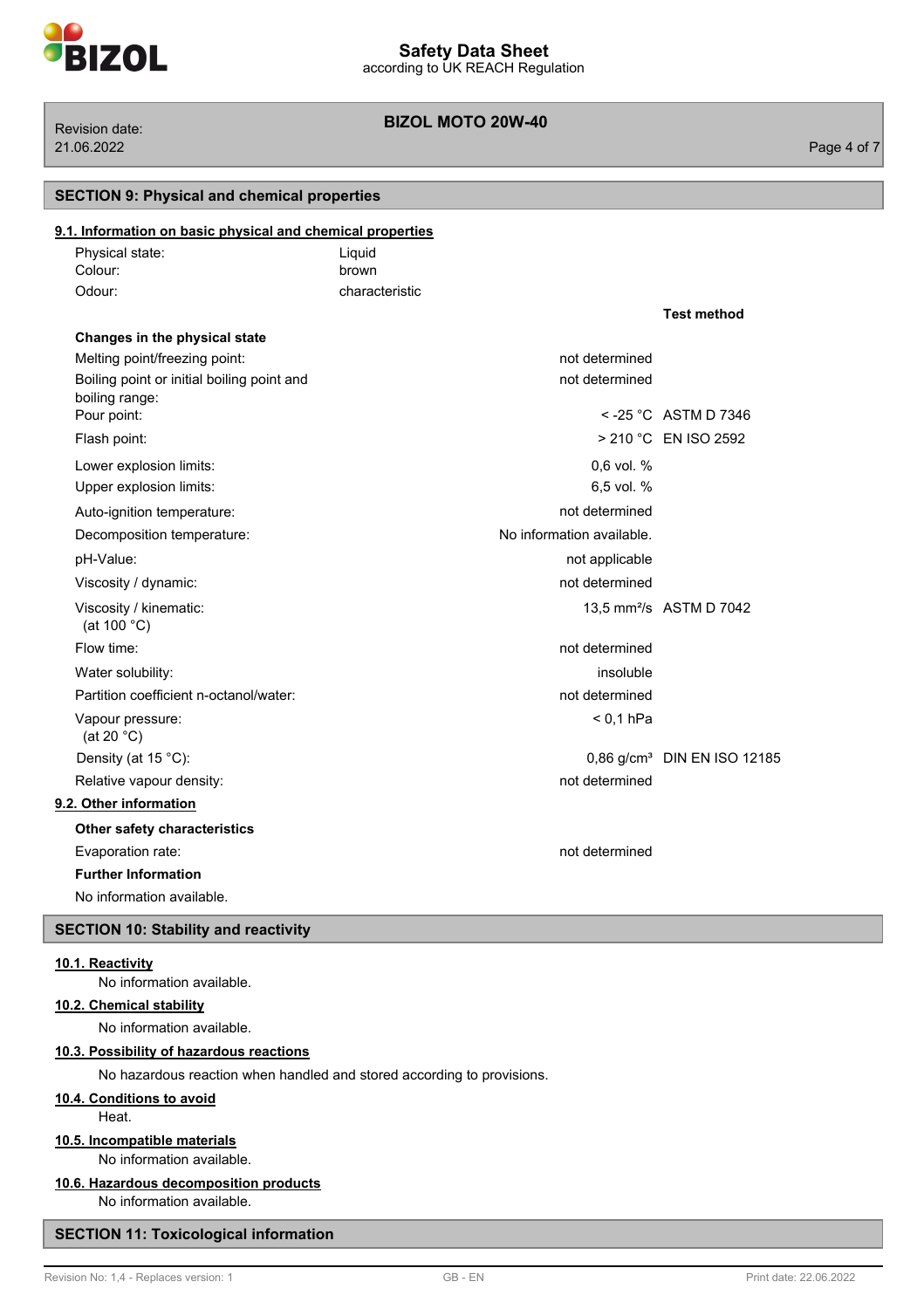## SECTION 9: Physical and chemical properties

### 9.1. Information on basic physical and chemical properties

| | |
|---|---|
| Physical state: | Liquid |
| Colour: | brown |
| Odour: | characteristic |

| | | Test method |
|---|---|---|
| **Changes in the physical state** | | |
| Melting point/freezing point: | not determined | |
| Boiling point or initial boiling point and boiling range: | not determined | |
| Pour point: | < -25 °C | ASTM D 7346 |
| Flash point: | > 210 °C | EN ISO 2592 |
| Lower explosion limits: | 0,6 vol. % | |
| Upper explosion limits: | 6,5 vol. % | |
| Auto-ignition temperature: | not determined | |
| Decomposition temperature: | No information available. | |
| pH-Value: | not applicable | |
| Viscosity / dynamic: | not determined | |
| Viscosity / kinematic: (at 100 °C) | 13,5 mm²/s | ASTM D 7042 |
| Flow time: | not determined | |
| Water solubility: | insoluble | |
| Partition coefficient n-octanol/water: | not determined | |
| Vapour pressure: (at 20 °C) | < 0,1 hPa | |
| Density (at 15 °C): | 0,86 g/cm³ | DIN EN ISO 12185 |
| Relative vapour density: | not determined | |

### 9.2. Other information

**Other safety characteristics**

Evaporation rate: not determined

**Further Information**

No information available.

## SECTION 10: Stability and reactivity

### 10.1. Reactivity

No information available.

### 10.2. Chemical stability

No information available.

### 10.3. Possibility of hazardous reactions

No hazardous reaction when handled and stored according to provisions.

### 10.4. Conditions to avoid

Heat.

### 10.5. Incompatible materials

No information available.

### 10.6. Hazardous decomposition products

No information available.

## SECTION 11: Toxicological information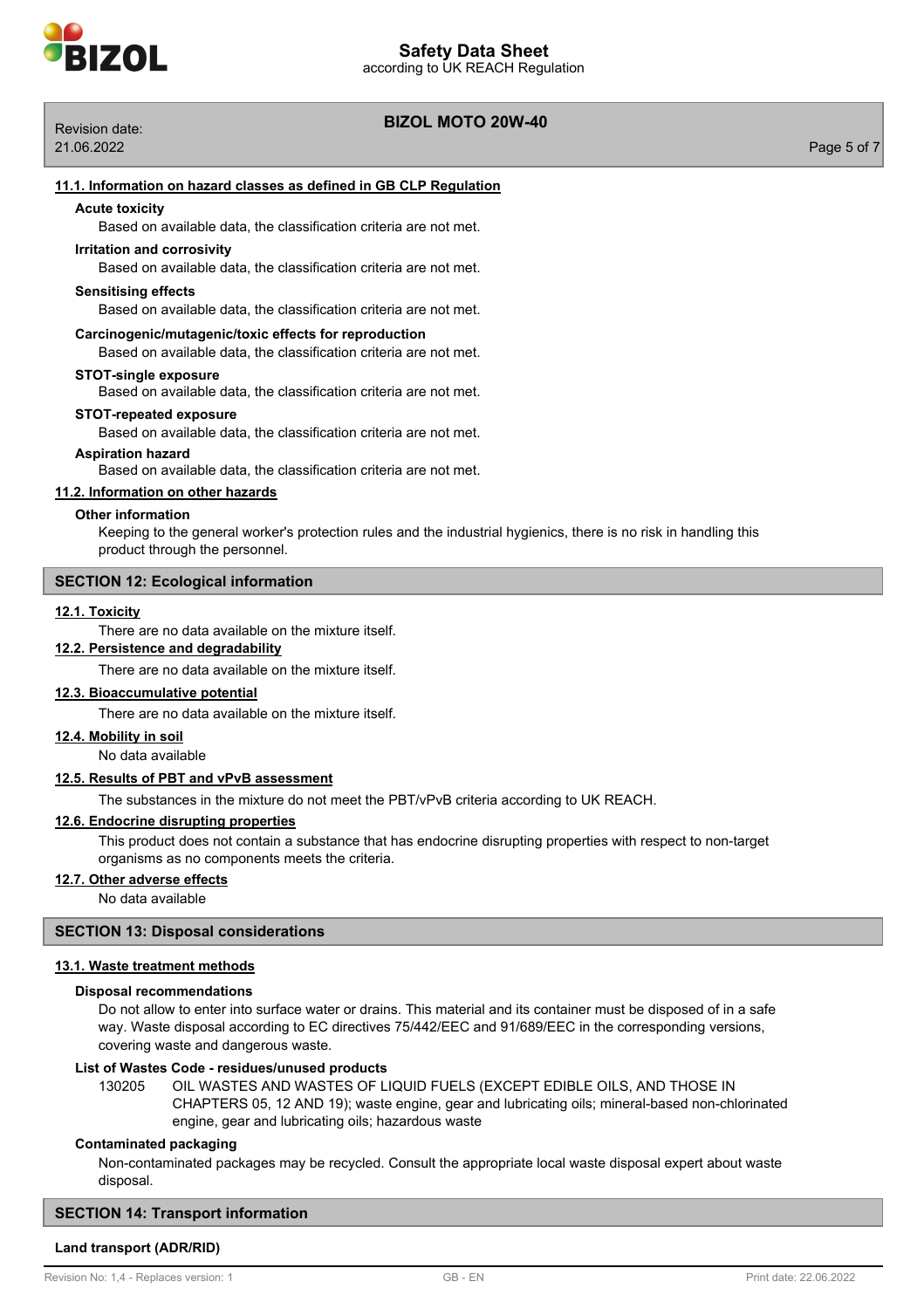### 11.1. Information on hazard classes as defined in GB CLP Regulation

**Acute toxicity**

Based on available data, the classification criteria are not met.

**Irritation and corrosivity**

Based on available data, the classification criteria are not met.

**Sensitising effects**

Based on available data, the classification criteria are not met.

**Carcinogenic/mutagenic/toxic effects for reproduction**

Based on available data, the classification criteria are not met.

**STOT-single exposure**

Based on available data, the classification criteria are not met.

**STOT-repeated exposure**

Based on available data, the classification criteria are not met.

**Aspiration hazard**

Based on available data, the classification criteria are not met.

### 11.2. Information on other hazards

**Other information**

Keeping to the general worker's protection rules and the industrial hygienics, there is no risk in handling this product through the personnel.

## SECTION 12: Ecological information

### 12.1. Toxicity

There are no data available on the mixture itself.

### 12.2. Persistence and degradability

There are no data available on the mixture itself.

### 12.3. Bioaccumulative potential

There are no data available on the mixture itself.

### 12.4. Mobility in soil

No data available

### 12.5. Results of PBT and vPvB assessment

The substances in the mixture do not meet the PBT/vPvB criteria according to UK REACH.

### 12.6. Endocrine disrupting properties

This product does not contain a substance that has endocrine disrupting properties with respect to non-target organisms as no components meets the criteria.

### 12.7. Other adverse effects

No data available

## SECTION 13: Disposal considerations

### 13.1. Waste treatment methods

**Disposal recommendations**

Do not allow to enter into surface water or drains. This material and its container must be disposed of in a safe way. Waste disposal according to EC directives 75/442/EEC and 91/689/EEC in the corresponding versions, covering waste and dangerous waste.

**List of Wastes Code - residues/unused products**

130205 OIL WASTES AND WASTES OF LIQUID FUELS (EXCEPT EDIBLE OILS, AND THOSE IN CHAPTERS 05, 12 AND 19); waste engine, gear and lubricating oils; mineral-based non-chlorinated engine, gear and lubricating oils; hazardous waste

**Contaminated packaging**

Non-contaminated packages may be recycled. Consult the appropriate local waste disposal expert about waste disposal.

## SECTION 14: Transport information

**Land transport (ADR/RID)**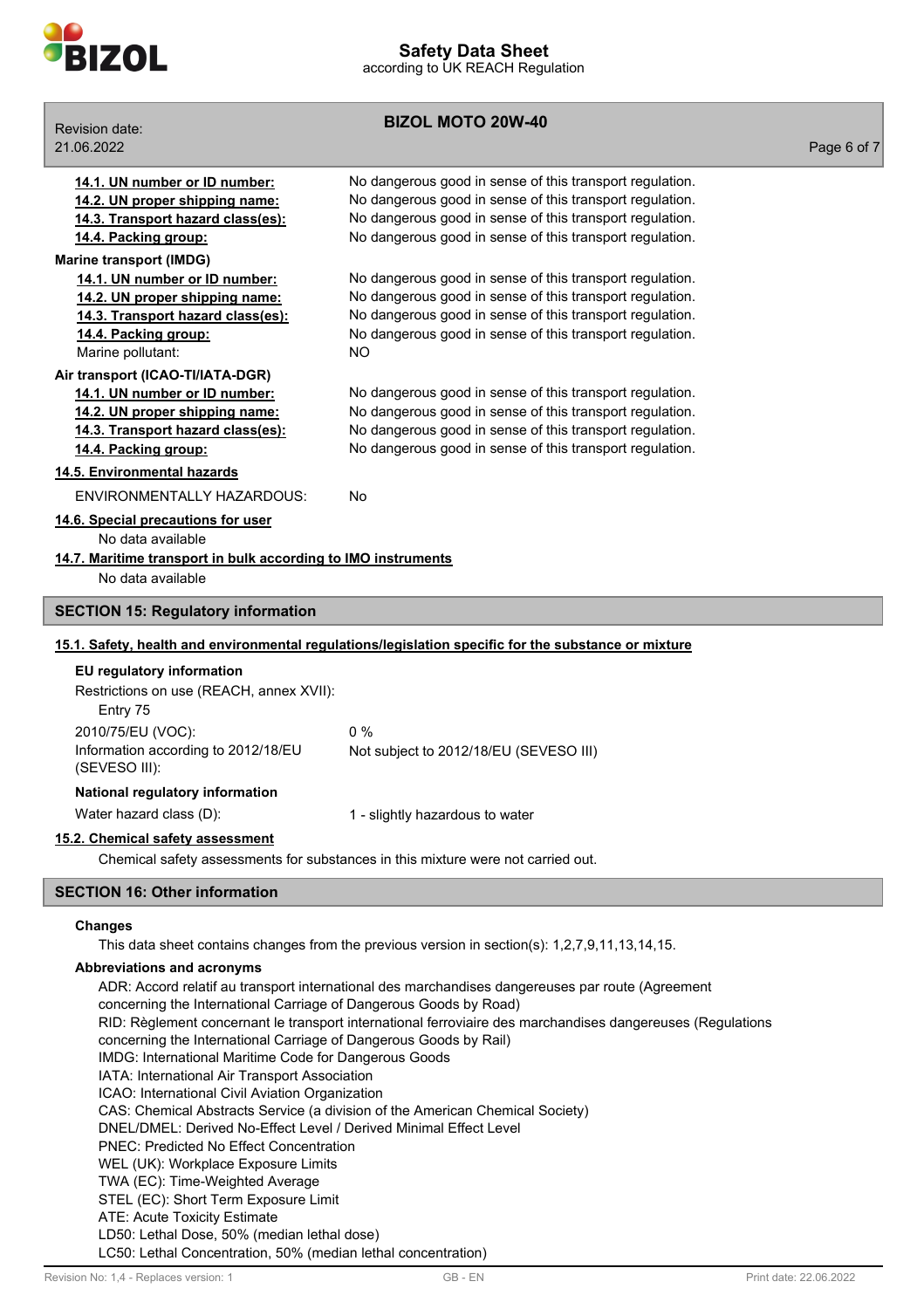**14.1. UN number or ID number:** No dangerous good in sense of this transport regulation.
**14.2. UN proper shipping name:** No dangerous good in sense of this transport regulation.
**14.3. Transport hazard class(es):** No dangerous good in sense of this transport regulation.
**14.4. Packing group:** No dangerous good in sense of this transport regulation.

**Marine transport (IMDG)**

**14.1. UN number or ID number:** No dangerous good in sense of this transport regulation.
**14.2. UN proper shipping name:** No dangerous good in sense of this transport regulation.
**14.3. Transport hazard class(es):** No dangerous good in sense of this transport regulation.
**14.4. Packing group:** No dangerous good in sense of this transport regulation.
Marine pollutant: NO

**Air transport (ICAO-TI/IATA-DGR)**

**14.1. UN number or ID number:** No dangerous good in sense of this transport regulation.
**14.2. UN proper shipping name:** No dangerous good in sense of this transport regulation.
**14.3. Transport hazard class(es):** No dangerous good in sense of this transport regulation.
**14.4. Packing group:** No dangerous good in sense of this transport regulation.

**14.5. Environmental hazards**

ENVIRONMENTALLY HAZARDOUS: No

**14.6. Special precautions for user**

No data available

**14.7. Maritime transport in bulk according to IMO instruments**

No data available

## SECTION 15: Regulatory information

**15.1. Safety, health and environmental regulations/legislation specific for the substance or mixture**

**EU regulatory information**

Restrictions on use (REACH, annex XVII):
Entry 75

2010/75/EU (VOC): 0 %

Information according to 2012/18/EU (SEVESO III): Not subject to 2012/18/EU (SEVESO III)

**National regulatory information**

Water hazard class (D): 1 - slightly hazardous to water

**15.2. Chemical safety assessment**

Chemical safety assessments for substances in this mixture were not carried out.

## SECTION 16: Other information

**Changes**

This data sheet contains changes from the previous version in section(s): 1,2,7,9,11,13,14,15.

**Abbreviations and acronyms**

ADR: Accord relatif au transport international des marchandises dangereuses par route (Agreement concerning the International Carriage of Dangerous Goods by Road)
RID: Règlement concernant le transport international ferroviaire des marchandises dangereuses (Regulations concerning the International Carriage of Dangerous Goods by Rail)
IMDG: International Maritime Code for Dangerous Goods
IATA: International Air Transport Association
ICAO: International Civil Aviation Organization
CAS: Chemical Abstracts Service (a division of the American Chemical Society)
DNEL/DMEL: Derived No-Effect Level / Derived Minimal Effect Level
PNEC: Predicted No Effect Concentration
WEL (UK): Workplace Exposure Limits
TWA (EC): Time-Weighted Average
STEL (EC): Short Term Exposure Limit
ATE: Acute Toxicity Estimate
LD50: Lethal Dose, 50% (median lethal dose)
LC50: Lethal Concentration, 50% (median lethal concentration)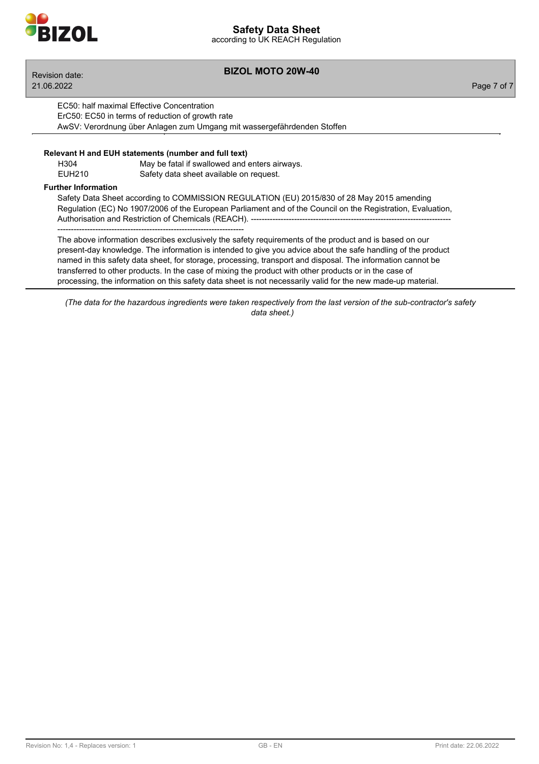EC50: half maximal Effective Concentration
ErC50: EC50 in terms of reduction of growth rate
AwSV: Verordnung über Anlagen zum Umgang mit wassergefährdenden Stoffen

**Relevant H and EUH statements (number and full text)**

| | |
|---|---|
| H304 | May be fatal if swallowed and enters airways. |
| EUH210 | Safety data sheet available on request. |

**Further Information**

Safety Data Sheet according to COMMISSION REGULATION (EU) 2015/830 of 28 May 2015 amending Regulation (EC) No 1907/2006 of the European Parliament and of the Council on the Registration, Evaluation, Authorisation and Restriction of Chemicals (REACH). ---------------------------------------------------------------------------------------------------------------------------------------------

The above information describes exclusively the safety requirements of the product and is based on our present-day knowledge. The information is intended to give you advice about the safe handling of the product named in this safety data sheet, for storage, processing, transport and disposal. The information cannot be transferred to other products. In the case of mixing the product with other products or in the case of processing, the information on this safety data sheet is not necessarily valid for the new made-up material.

*(The data for the hazardous ingredients were taken respectively from the last version of the sub-contractor's safety data sheet.)*